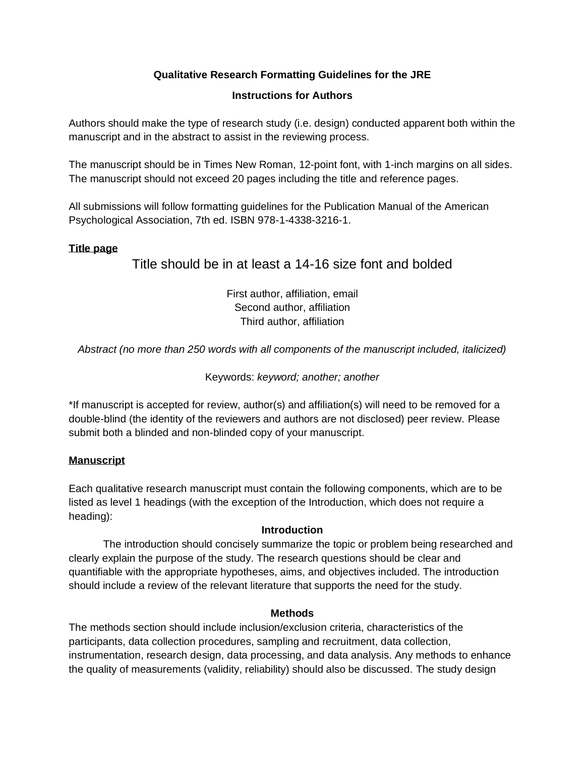**Qualitative Research Formatting Guidelines for the JRE**

**Instructions for Authors**

Authors should make the type of research study (i.e. design) conducted apparent both within the manuscript and in the abstract to assist in the reviewing process.

The manuscript should be in Times New Roman, 12-point font, with 1-inch margins on all sides. The manuscript should not exceed 20 pages including the title and reference pages.

All submissions will follow formatting guidelines for the Publication Manual of the American Psychological Association, 7th ed. ISBN 978-1-4338-3216-1.

## Title page

Title should be in at least a 14-16 size font and bolded

First author, affiliation, email
Second author, affiliation
Third author, affiliation

*Abstract (no more than 250 words with all components of the manuscript included, italicized)*

Keywords: *keyword; another; another*

*If manuscript is accepted for review, author(s) and affiliation(s) will need to be removed for a double-blind (the identity of the reviewers and authors are not disclosed) peer review. Please submit both a blinded and non-blinded copy of your manuscript.

## Manuscript

Each qualitative research manuscript must contain the following components, which are to be listed as level 1 headings (with the exception of the Introduction, which does not require a heading):

### Introduction

The introduction should concisely summarize the topic or problem being researched and clearly explain the purpose of the study. The research questions should be clear and quantifiable with the appropriate hypotheses, aims, and objectives included. The introduction should include a review of the relevant literature that supports the need for the study.

### Methods

The methods section should include inclusion/exclusion criteria, characteristics of the participants, data collection procedures, sampling and recruitment, data collection, instrumentation, research design, data processing, and data analysis. Any methods to enhance the quality of measurements (validity, reliability) should also be discussed. The study design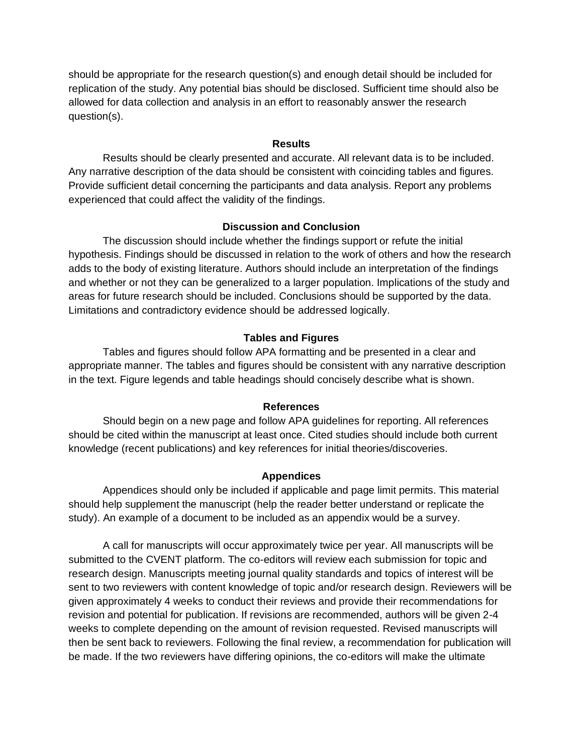should be appropriate for the research question(s) and enough detail should be included for replication of the study. Any potential bias should be disclosed. Sufficient time should also be allowed for data collection and analysis in an effort to reasonably answer the research question(s).

### Results

Results should be clearly presented and accurate. All relevant data is to be included. Any narrative description of the data should be consistent with coinciding tables and figures. Provide sufficient detail concerning the participants and data analysis. Report any problems experienced that could affect the validity of the findings.

### Discussion and Conclusion

The discussion should include whether the findings support or refute the initial hypothesis. Findings should be discussed in relation to the work of others and how the research adds to the body of existing literature. Authors should include an interpretation of the findings and whether or not they can be generalized to a larger population. Implications of the study and areas for future research should be included. Conclusions should be supported by the data. Limitations and contradictory evidence should be addressed logically.

### Tables and Figures

Tables and figures should follow APA formatting and be presented in a clear and appropriate manner. The tables and figures should be consistent with any narrative description in the text. Figure legends and table headings should concisely describe what is shown.

### References

Should begin on a new page and follow APA guidelines for reporting. All references should be cited within the manuscript at least once. Cited studies should include both current knowledge (recent publications) and key references for initial theories/discoveries.

### Appendices

Appendices should only be included if applicable and page limit permits. This material should help supplement the manuscript (help the reader better understand or replicate the study). An example of a document to be included as an appendix would be a survey.

A call for manuscripts will occur approximately twice per year. All manuscripts will be submitted to the CVENT platform. The co-editors will review each submission for topic and research design. Manuscripts meeting journal quality standards and topics of interest will be sent to two reviewers with content knowledge of topic and/or research design. Reviewers will be given approximately 4 weeks to conduct their reviews and provide their recommendations for revision and potential for publication. If revisions are recommended, authors will be given 2-4 weeks to complete depending on the amount of revision requested. Revised manuscripts will then be sent back to reviewers. Following the final review, a recommendation for publication will be made. If the two reviewers have differing opinions, the co-editors will make the ultimate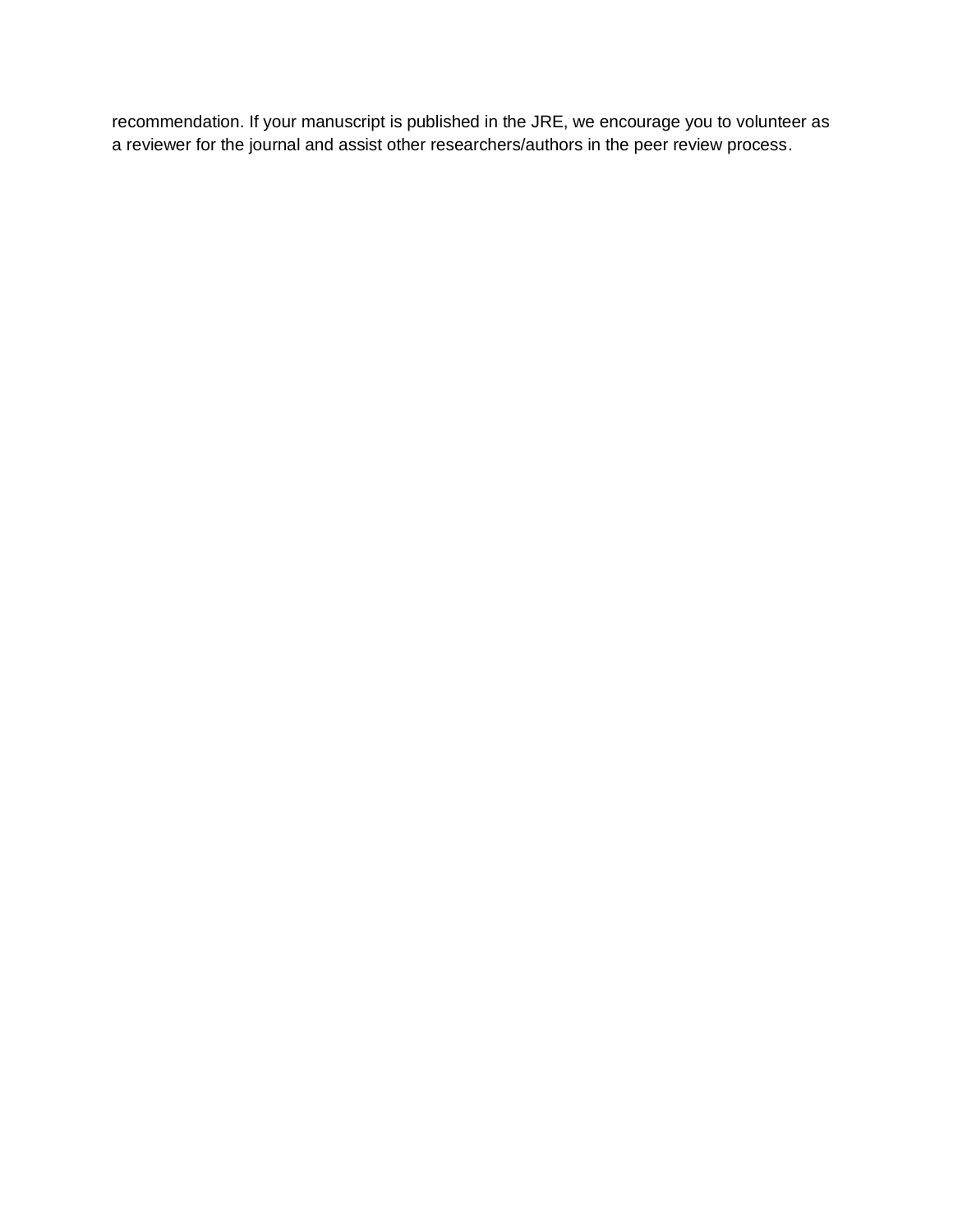recommendation. If your manuscript is published in the JRE, we encourage you to volunteer as a reviewer for the journal and assist other researchers/authors in the peer review process.